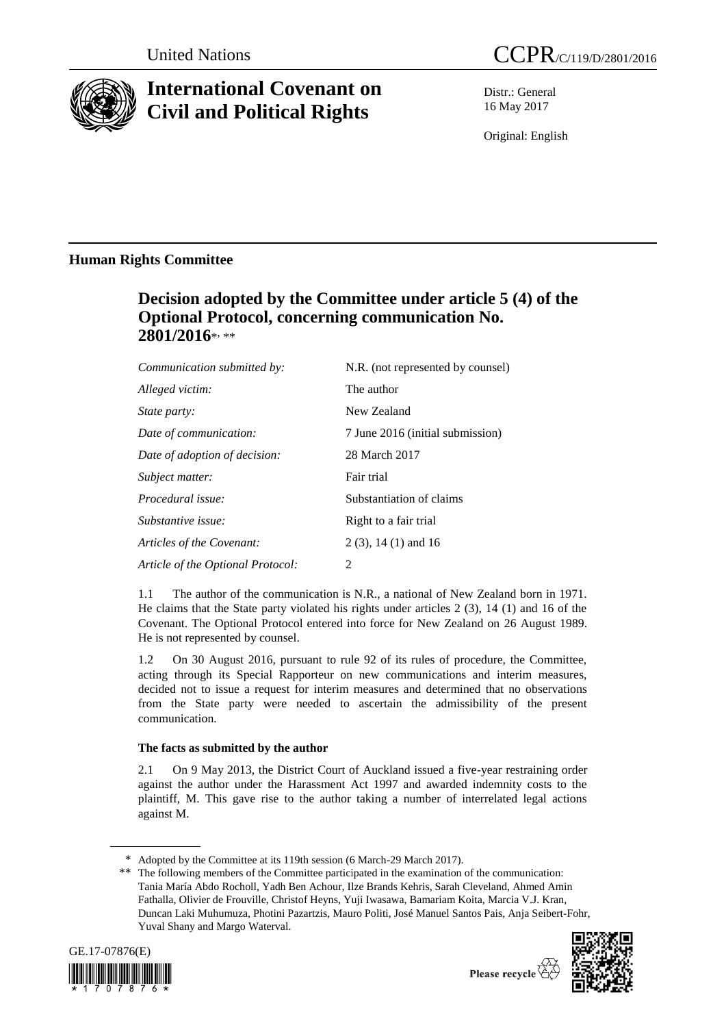United Nations

CCPR/C/119/D/2801/2016

# International Covenant on Civil and Political Rights

Distr.: General
16 May 2017

Original: English

## Human Rights Committee

### Decision adopted by the Committee under article 5 (4) of the Optional Protocol, concerning communication No. 2801/2016*, **

| | |
|---|---|
| *Communication submitted by:* | N.R. (not represented by counsel) |
| *Alleged victim:* | The author |
| *State party:* | New Zealand |
| *Date of communication:* | 7 June 2016 (initial submission) |
| *Date of adoption of decision:* | 28 March 2017 |
| *Subject matter:* | Fair trial |
| *Procedural issue:* | Substantiation of claims |
| *Substantive issue:* | Right to a fair trial |
| *Articles of the Covenant:* | 2 (3), 14 (1) and 16 |
| *Article of the Optional Protocol:* | 2 |

1.1 The author of the communication is N.R., a national of New Zealand born in 1971. He claims that the State party violated his rights under articles 2 (3), 14 (1) and 16 of the Covenant. The Optional Protocol entered into force for New Zealand on 26 August 1989. He is not represented by counsel.

1.2 On 30 August 2016, pursuant to rule 92 of its rules of procedure, the Committee, acting through its Special Rapporteur on new communications and interim measures, decided not to issue a request for interim measures and determined that no observations from the State party were needed to ascertain the admissibility of the present communication.

#### The facts as submitted by the author

2.1 On 9 May 2013, the District Court of Auckland issued a five-year restraining order against the author under the Harassment Act 1997 and awarded indemnity costs to the plaintiff, M. This gave rise to the author taking a number of interrelated legal actions against M.

---

\* Adopted by the Committee at its 119th session (6 March-29 March 2017).

\*\* The following members of the Committee participated in the examination of the communication: Tania María Abdo Rocholl, Yadh Ben Achour, Ilze Brands Kehris, Sarah Cleveland, Ahmed Amin Fathalla, Olivier de Frouville, Christof Heyns, Yuji Iwasawa, Bamariam Koita, Marcia V.J. Kran, Duncan Laki Muhumuza, Photini Pazartzis, Mauro Politi, José Manuel Santos Pais, Anja Seibert-Fohr, Yuval Shany and Margo Waterval.

GE.17-07876(E)

Please recycle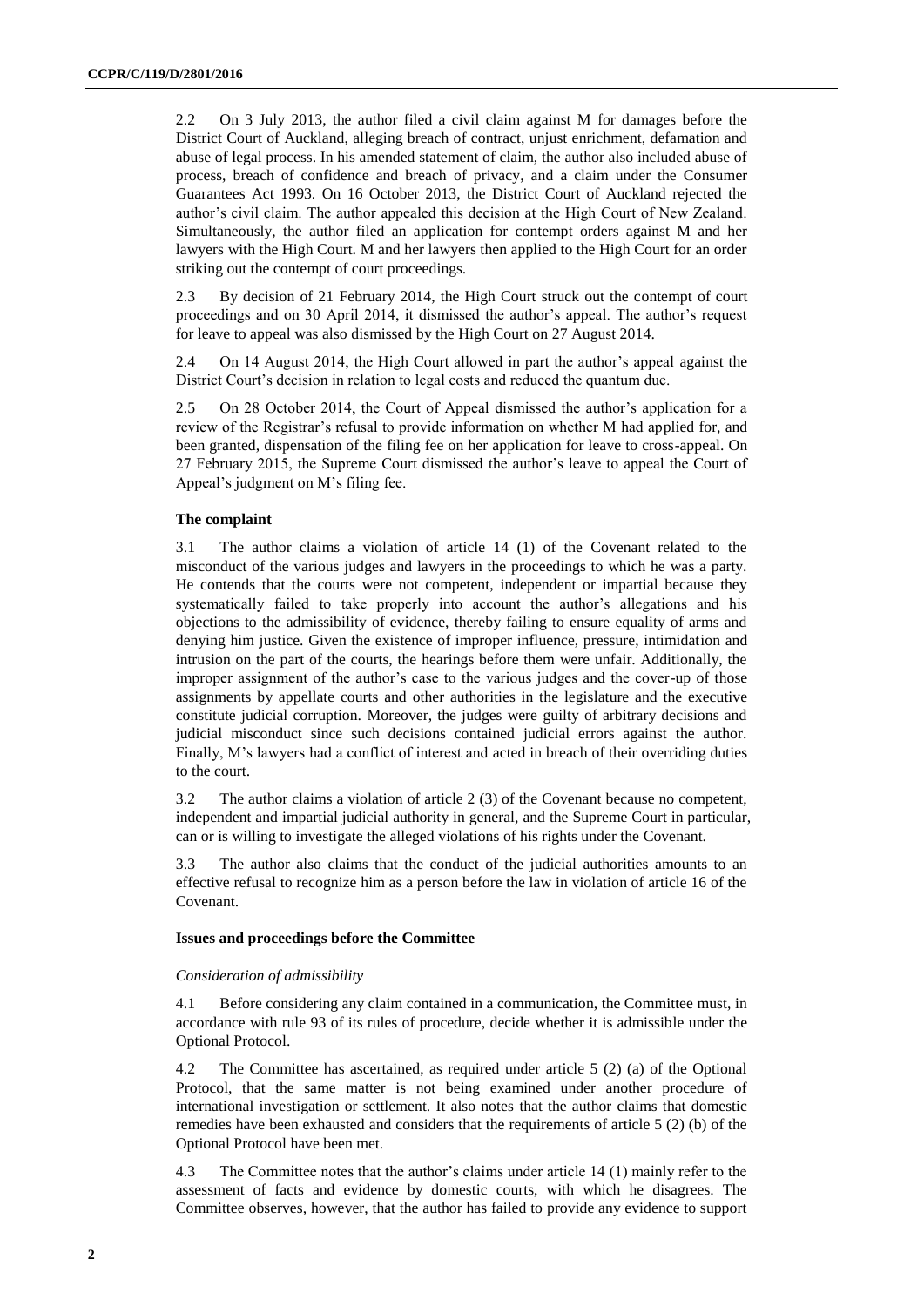2.2 On 3 July 2013, the author filed a civil claim against M for damages before the District Court of Auckland, alleging breach of contract, unjust enrichment, defamation and abuse of legal process. In his amended statement of claim, the author also included abuse of process, breach of confidence and breach of privacy, and a claim under the Consumer Guarantees Act 1993. On 16 October 2013, the District Court of Auckland rejected the author's civil claim. The author appealed this decision at the High Court of New Zealand. Simultaneously, the author filed an application for contempt orders against M and her lawyers with the High Court. M and her lawyers then applied to the High Court for an order striking out the contempt of court proceedings.

2.3 By decision of 21 February 2014, the High Court struck out the contempt of court proceedings and on 30 April 2014, it dismissed the author's appeal. The author's request for leave to appeal was also dismissed by the High Court on 27 August 2014.

2.4 On 14 August 2014, the High Court allowed in part the author's appeal against the District Court's decision in relation to legal costs and reduced the quantum due.

2.5 On 28 October 2014, the Court of Appeal dismissed the author's application for a review of the Registrar's refusal to provide information on whether M had applied for, and been granted, dispensation of the filing fee on her application for leave to cross-appeal. On 27 February 2015, the Supreme Court dismissed the author's leave to appeal the Court of Appeal's judgment on M's filing fee.

### The complaint

3.1 The author claims a violation of article 14 (1) of the Covenant related to the misconduct of the various judges and lawyers in the proceedings to which he was a party. He contends that the courts were not competent, independent or impartial because they systematically failed to take properly into account the author's allegations and his objections to the admissibility of evidence, thereby failing to ensure equality of arms and denying him justice. Given the existence of improper influence, pressure, intimidation and intrusion on the part of the courts, the hearings before them were unfair. Additionally, the improper assignment of the author's case to the various judges and the cover-up of those assignments by appellate courts and other authorities in the legislature and the executive constitute judicial corruption. Moreover, the judges were guilty of arbitrary decisions and judicial misconduct since such decisions contained judicial errors against the author. Finally, M's lawyers had a conflict of interest and acted in breach of their overriding duties to the court.

3.2 The author claims a violation of article 2 (3) of the Covenant because no competent, independent and impartial judicial authority in general, and the Supreme Court in particular, can or is willing to investigate the alleged violations of his rights under the Covenant.

3.3 The author also claims that the conduct of the judicial authorities amounts to an effective refusal to recognize him as a person before the law in violation of article 16 of the Covenant.

### Issues and proceedings before the Committee

*Consideration of admissibility*

4.1 Before considering any claim contained in a communication, the Committee must, in accordance with rule 93 of its rules of procedure, decide whether it is admissible under the Optional Protocol.

4.2 The Committee has ascertained, as required under article 5 (2) (a) of the Optional Protocol, that the same matter is not being examined under another procedure of international investigation or settlement. It also notes that the author claims that domestic remedies have been exhausted and considers that the requirements of article 5 (2) (b) of the Optional Protocol have been met.

4.3 The Committee notes that the author's claims under article 14 (1) mainly refer to the assessment of facts and evidence by domestic courts, with which he disagrees. The Committee observes, however, that the author has failed to provide any evidence to support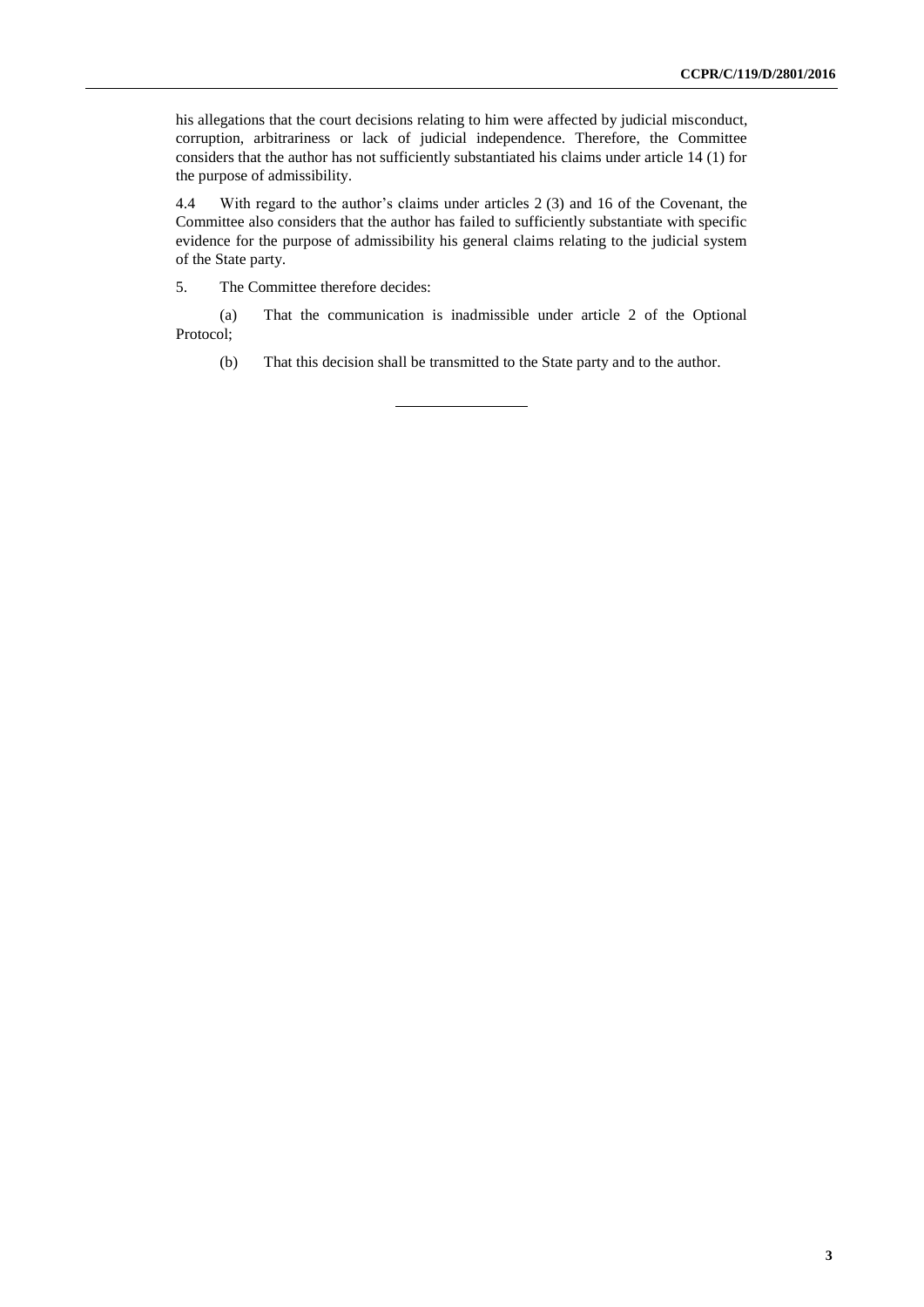his allegations that the court decisions relating to him were affected by judicial misconduct, corruption, arbitrariness or lack of judicial independence. Therefore, the Committee considers that the author has not sufficiently substantiated his claims under article 14 (1) for the purpose of admissibility.

4.4 With regard to the author's claims under articles 2 (3) and 16 of the Covenant, the Committee also considers that the author has failed to sufficiently substantiate with specific evidence for the purpose of admissibility his general claims relating to the judicial system of the State party.

5. The Committee therefore decides:

(a) That the communication is inadmissible under article 2 of the Optional Protocol;

(b) That this decision shall be transmitted to the State party and to the author.